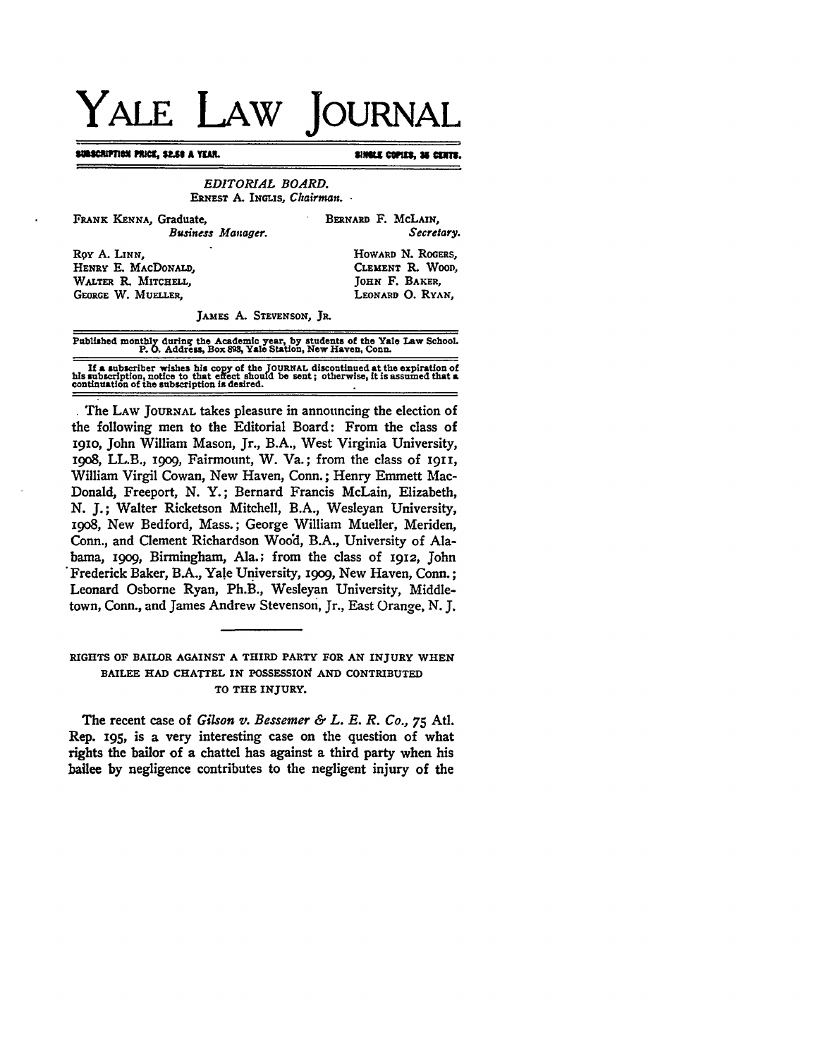# YALE LAW JOURNAL

SUBSCRIPTION PRICE, $2.50 A YEAR. SINGLE COPIES, 35 CENTS.

*EDITORIAL BOARD.*

ERNEST A. INGLIS, *Chairman.*

FRANK KENNA, Graduate, *Business Manager.*

BERNARD F. MCLAIN, *Secretary.*

ROY A. LINN,
HENRY E. MACDONALD,
WALTER R. MITCHELL,
GEORGE W. MUELLER,

HOWARD N. ROGERS,
CLEMENT R. WOOD,
JOHN F. BAKER,
LEONARD O. RYAN,

JAMES A. STEVENSON, JR.

Published monthly during the Academic year, by students of the Yale Law School. P. O. Address, Box 893, Yale Station, New Haven, Conn.

If a subscriber wishes his copy of the JOURNAL discontinued at the expiration of his subscription, notice to that effect should be sent; otherwise, it is assumed that a continuation of the subscription is desired.

The LAW JOURNAL takes pleasure in announcing the election of the following men to the Editorial Board: From the class of 1910, John William Mason, Jr., B.A., West Virginia University, 1908, LL.B., 1909, Fairmount, W. Va.; from the class of 1911, William Virgil Cowan, New Haven, Conn.; Henry Emmett MacDonald, Freeport, N. Y.; Bernard Francis McLain, Elizabeth, N. J.; Walter Ricketson Mitchell, B.A., Wesleyan University, 1908, New Bedford, Mass.; George William Mueller, Meriden, Conn., and Clement Richardson Wood, B.A., University of Alabama, 1909, Birmingham, Ala.; from the class of 1912, John Frederick Baker, B.A., Yale University, 1909, New Haven, Conn.; Leonard Osborne Ryan, Ph.B., Wesleyan University, Middletown, Conn., and James Andrew Stevenson, Jr., East Orange, N. J.

---

## RIGHTS OF BAILOR AGAINST A THIRD PARTY FOR AN INJURY WHEN BAILEE HAD CHATTEL IN POSSESSION AND CONTRIBUTED TO THE INJURY.

The recent case of *Gilson v. Bessemer & L. E. R. Co.*, 75 Atl. Rep. 195, is a very interesting case on the question of what rights the bailor of a chattel has against a third party when his bailee by negligence contributes to the negligent injury of the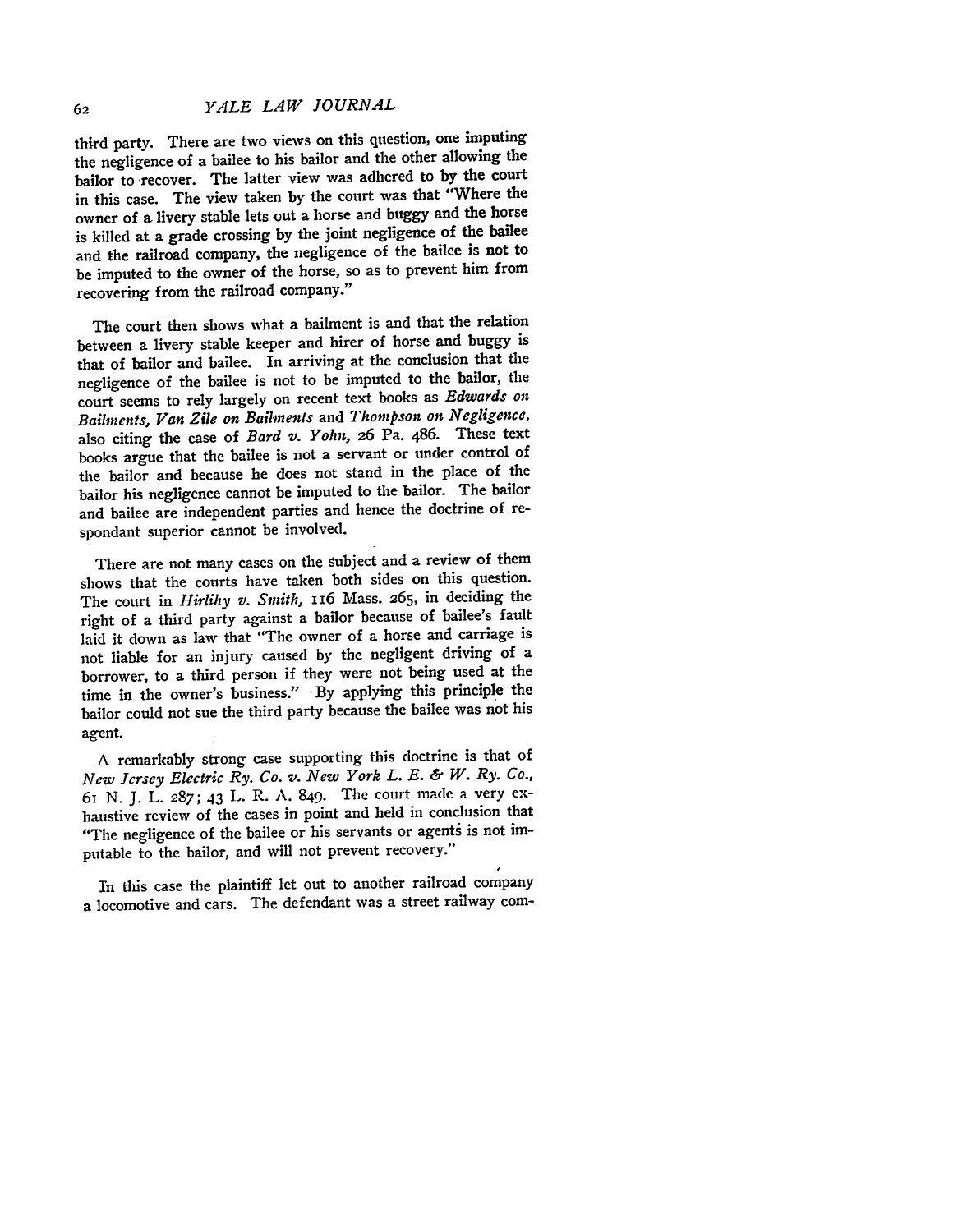third party. There are two views on this question, one imputing the negligence of a bailee to his bailor and the other allowing the bailor to recover. The latter view was adhered to by the court in this case. The view taken by the court was that "Where the owner of a livery stable lets out a horse and buggy and the horse is killed at a grade crossing by the joint negligence of the bailee and the railroad company, the negligence of the bailee is not to be imputed to the owner of the horse, so as to prevent him from recovering from the railroad company."

The court then shows what a bailment is and that the relation between a livery stable keeper and hirer of horse and buggy is that of bailor and bailee. In arriving at the conclusion that the negligence of the bailee is not to be imputed to the bailor, the court seems to rely largely on recent text books as *Edwards on Bailments, Van Zile on Bailments* and *Thompson on Negligence*, also citing the case of *Bard v. Yohn*, 26 Pa. 486. These text books argue that the bailee is not a servant or under control of the bailor and because he does not stand in the place of the bailor his negligence cannot be imputed to the bailor. The bailor and bailee are independent parties and hence the doctrine of respondant superior cannot be involved.

There are not many cases on the subject and a review of them shows that the courts have taken both sides on this question. The court in *Hirlihy v. Smith*, 116 Mass. 265, in deciding the right of a third party against a bailor because of bailee's fault laid it down as law that "The owner of a horse and carriage is not liable for an injury caused by the negligent driving of a borrower, to a third person if they were not being used at the time in the owner's business." By applying this principle the bailor could not sue the third party because the bailee was not his agent.

A remarkably strong case supporting this doctrine is that of *New Jersey Electric Ry. Co. v. New York L. E. & W. Ry. Co.*, 61 N. J. L. 287; 43 L. R. A. 849. The court made a very exhaustive review of the cases in point and held in conclusion that "The negligence of the bailee or his servants or agents is not imputable to the bailor, and will not prevent recovery."

In this case the plaintiff let out to another railroad company a locomotive and cars. The defendant was a street railway com-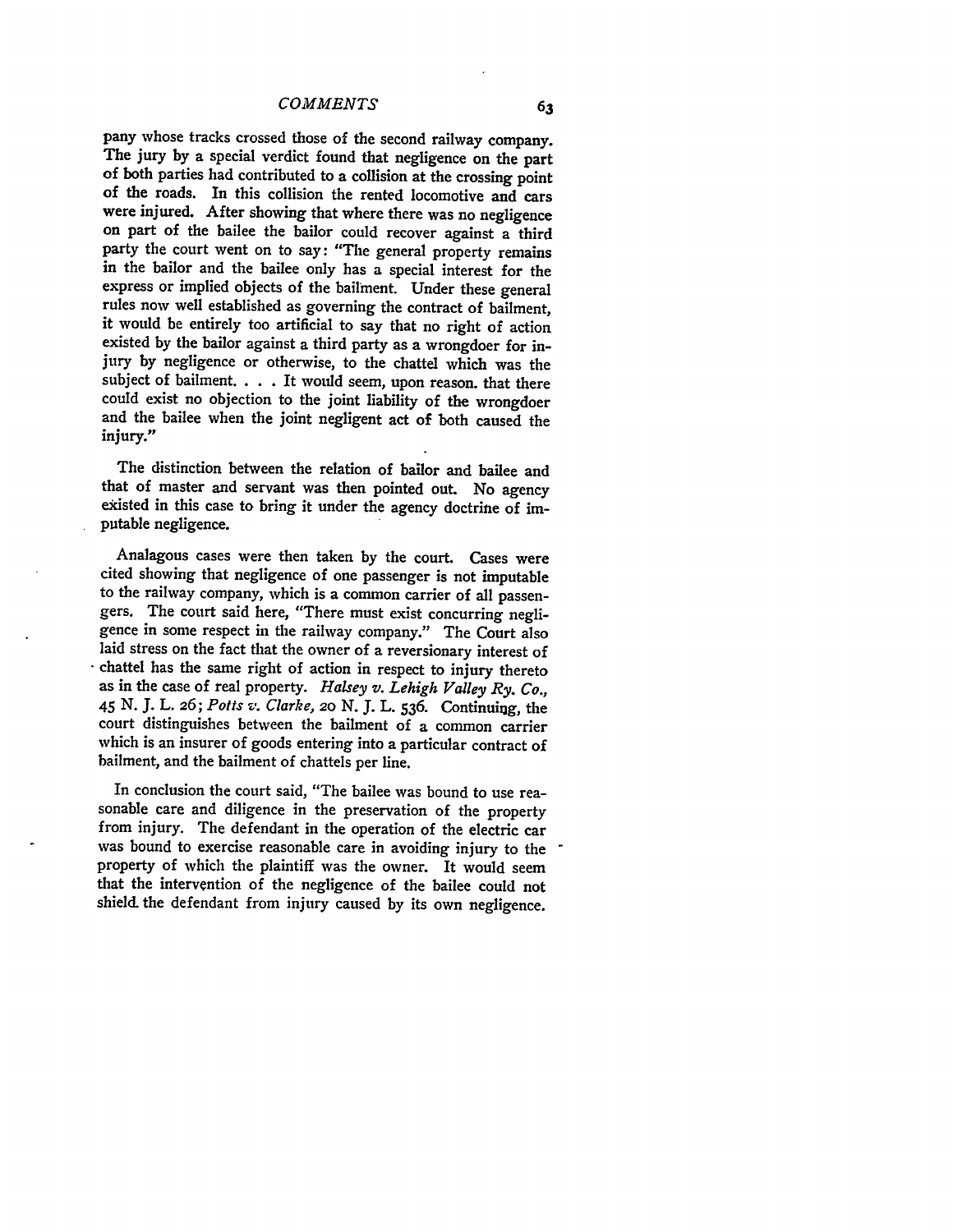pany whose tracks crossed those of the second railway company. The jury by a special verdict found that negligence on the part of both parties had contributed to a collision at the crossing point of the roads. In this collision the rented locomotive and cars were injured. After showing that where there was no negligence on part of the bailee the bailor could recover against a third party the court went on to say: "The general property remains in the bailor and the bailee only has a special interest for the express or implied objects of the bailment. Under these general rules now well established as governing the contract of bailment, it would be entirely too artificial to say that no right of action existed by the bailor against a third party as a wrongdoer for injury by negligence or otherwise, to the chattel which was the subject of bailment. . . . It would seem, upon reason. that there could exist no objection to the joint liability of the wrongdoer and the bailee when the joint negligent act of both caused the injury."

The distinction between the relation of bailor and bailee and that of master and servant was then pointed out. No agency existed in this case to bring it under the agency doctrine of imputable negligence.

Analagous cases were then taken by the court. Cases were cited showing that negligence of one passenger is not imputable to the railway company, which is a common carrier of all passengers. The court said here, "There must exist concurring negligence in some respect in the railway company." The Court also laid stress on the fact that the owner of a reversionary interest of chattel has the same right of action in respect to injury thereto as in the case of real property. *Halsey v. Lehigh Valley Ry. Co.*, 45 N. J. L. 26; *Potts v. Clarke*, 20 N. J. L. 536. Continuing, the court distinguishes between the bailment of a common carrier which is an insurer of goods entering into a particular contract of bailment, and the bailment of chattels per line.

In conclusion the court said, "The bailee was bound to use reasonable care and diligence in the preservation of the property from injury. The defendant in the operation of the electric car was bound to exercise reasonable care in avoiding injury to the property of which the plaintiff was the owner. It would seem that the intervention of the negligence of the bailee could not shield the defendant from injury caused by its own negligence.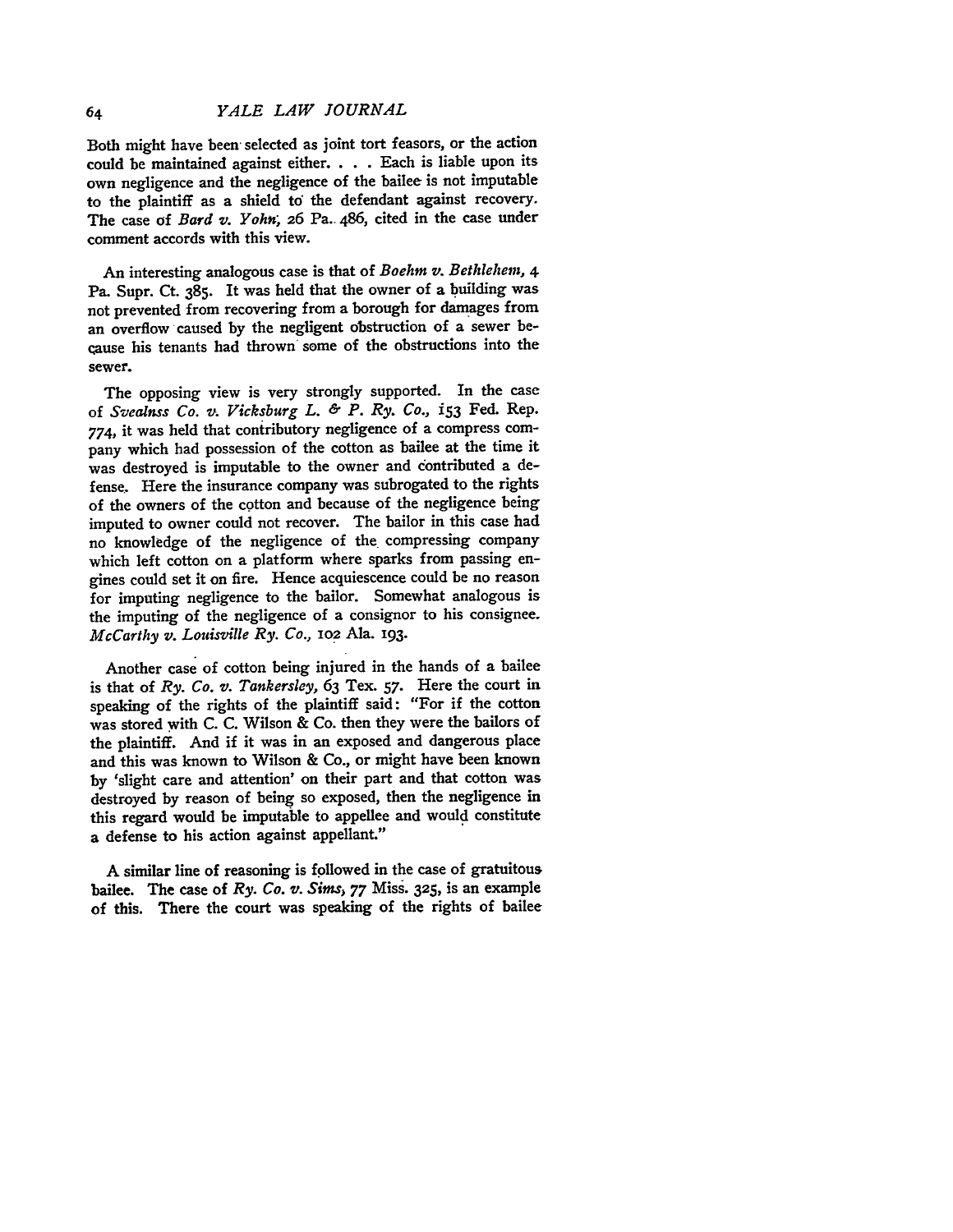Both might have been selected as joint tort feasors, or the action could be maintained against either. . . . Each is liable upon its own negligence and the negligence of the bailee is not imputable to the plaintiff as a shield to the defendant against recovery. The case of *Bard v. Yohn*, 26 Pa. 486, cited in the case under comment accords with this view.

An interesting analogous case is that of *Boehm v. Bethlehem*, 4 Pa. Supr. Ct. 385. It was held that the owner of a building was not prevented from recovering from a borough for damages from an overflow caused by the negligent obstruction of a sewer because his tenants had thrown some of the obstructions into the sewer.

The opposing view is very strongly supported. In the case of *Svealnss Co. v. Vicksburg L. & P. Ry. Co.*, 153 Fed. Rep. 774, it was held that contributory negligence of a compress company which had possession of the cotton as bailee at the time it was destroyed is imputable to the owner and contributed a defense. Here the insurance company was subrogated to the rights of the owners of the cotton and because of the negligence being imputed to owner could not recover. The bailor in this case had no knowledge of the negligence of the compressing company which left cotton on a platform where sparks from passing engines could set it on fire. Hence acquiescence could be no reason for imputing negligence to the bailor. Somewhat analogous is the imputing of the negligence of a consignor to his consignee. *McCarthy v. Louisville Ry. Co.*, 102 Ala. 193.

Another case of cotton being injured in the hands of a bailee is that of *Ry. Co. v. Tankersley*, 63 Tex. 57. Here the court in speaking of the rights of the plaintiff said: "For if the cotton was stored with C. C. Wilson & Co. then they were the bailors of the plaintiff. And if it was in an exposed and dangerous place and this was known to Wilson & Co., or might have been known by 'slight care and attention' on their part and that cotton was destroyed by reason of being so exposed, then the negligence in this regard would be imputable to appellee and would constitute a defense to his action against appellant."

A similar line of reasoning is followed in the case of gratuitous bailee. The case of *Ry. Co. v. Sims*, 77 Miss. 325, is an example of this. There the court was speaking of the rights of bailee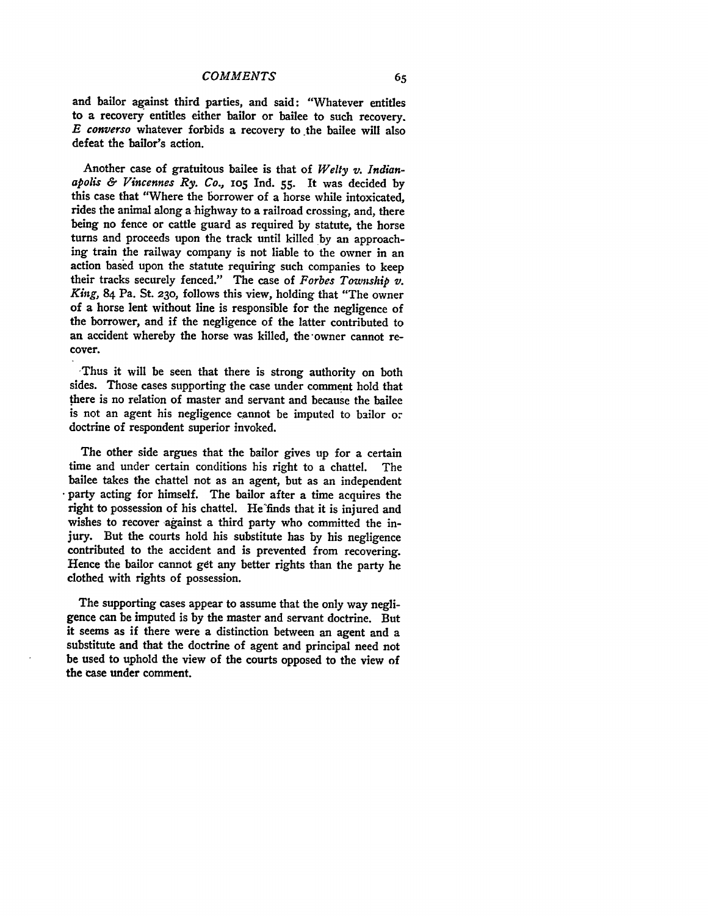and bailor against third parties, and said: "Whatever entitles to a recovery entitles either bailor or bailee to such recovery. *E converso* whatever forbids a recovery to the bailee will also defeat the bailor's action.

Another case of gratuitous bailee is that of *Welty v. Indianapolis & Vincennes Ry. Co.,* 105 Ind. 55. It was decided by this case that "Where the borrower of a horse while intoxicated, rides the animal along a highway to a railroad crossing, and, there being no fence or cattle guard as required by statute, the horse turns and proceeds upon the track until killed by an approaching train the railway company is not liable to the owner in an action based upon the statute requiring such companies to keep their tracks securely fenced." The case of *Forbes Township v. King,* 84 Pa. St. 230, follows this view, holding that "The owner of a horse lent without line is responsible for the negligence of the borrower, and if the negligence of the latter contributed to an accident whereby the horse was killed, the owner cannot recover.

Thus it will be seen that there is strong authority on both sides. Those cases supporting the case under comment hold that there is no relation of master and servant and because the bailee is not an agent his negligence cannot be imputed to bailor or doctrine of respondent superior invoked.

The other side argues that the bailor gives up for a certain time and under certain conditions his right to a chattel. The bailee takes the chattel not as an agent, but as an independent party acting for himself. The bailor after a time acquires the right to possession of his chattel. He finds that it is injured and wishes to recover against a third party who committed the injury. But the courts hold his substitute has by his negligence contributed to the accident and is prevented from recovering. Hence the bailor cannot get any better rights than the party he clothed with rights of possession.

The supporting cases appear to assume that the only way negligence can be imputed is by the master and servant doctrine. But it seems as if there were a distinction between an agent and a substitute and that the doctrine of agent and principal need not be used to uphold the view of the courts opposed to the view of the case under comment.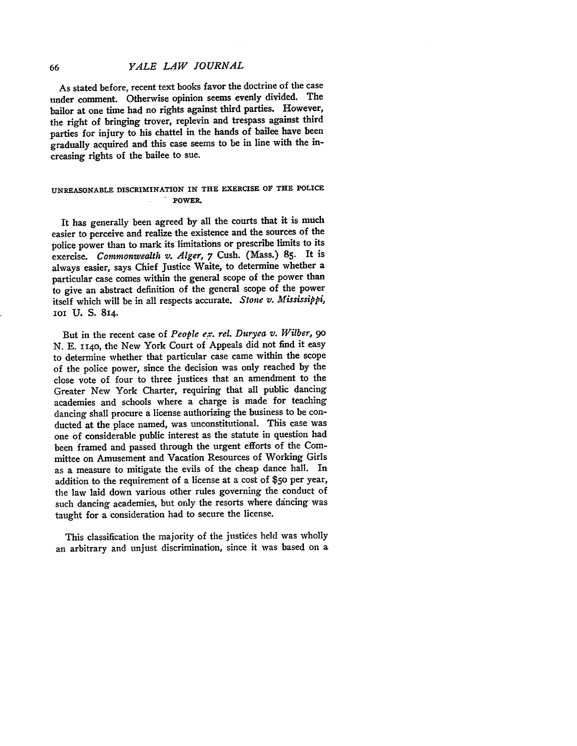As stated before, recent text books favor the doctrine of the case under comment. Otherwise opinion seems evenly divided. The bailor at one time had no rights against third parties. However, the right of bringing trover, replevin and trespass against third parties for injury to his chattel in the hands of bailee have been gradually acquired and this case seems to be in line with the increasing rights of the bailee to sue.

## UNREASONABLE DISCRIMINATION IN THE EXERCISE OF THE POLICE POWER.

It has generally been agreed by all the courts that it is much easier to perceive and realize the existence and the sources of the police power than to mark its limitations or prescribe limits to its exercise. *Commonwealth v. Alger*, 7 Cush. (Mass.) 85. It is always easier, says Chief Justice Waite, to determine whether a particular case comes within the general scope of the power than to give an abstract definition of the general scope of the power itself which will be in all respects accurate. *Stone v. Mississippi*, 101 U. S. 814.

But in the recent case of *People ex. rel. Duryea v. Wilber*, 90 N. E. 1140, the New York Court of Appeals did not find it easy to determine whether that particular case came within the scope of the police power, since the decision was only reached by the close vote of four to three justices that an amendment to the Greater New York Charter, requiring that all public dancing academies and schools where a charge is made for teaching dancing shall procure a license authorizing the business to be conducted at the place named, was unconstitutional. This case was one of considerable public interest as the statute in question had been framed and passed through the urgent efforts of the Committee on Amusement and Vacation Resources of Working Girls as a measure to mitigate the evils of the cheap dance hall. In addition to the requirement of a license at a cost of $50 per year, the law laid down various other rules governing the conduct of such dancing academies, but only the resorts where dáncing was taught for a consideration had to secure the license.

This classification the majority of the justices held was wholly an arbitrary and unjust discrimination, since it was based on a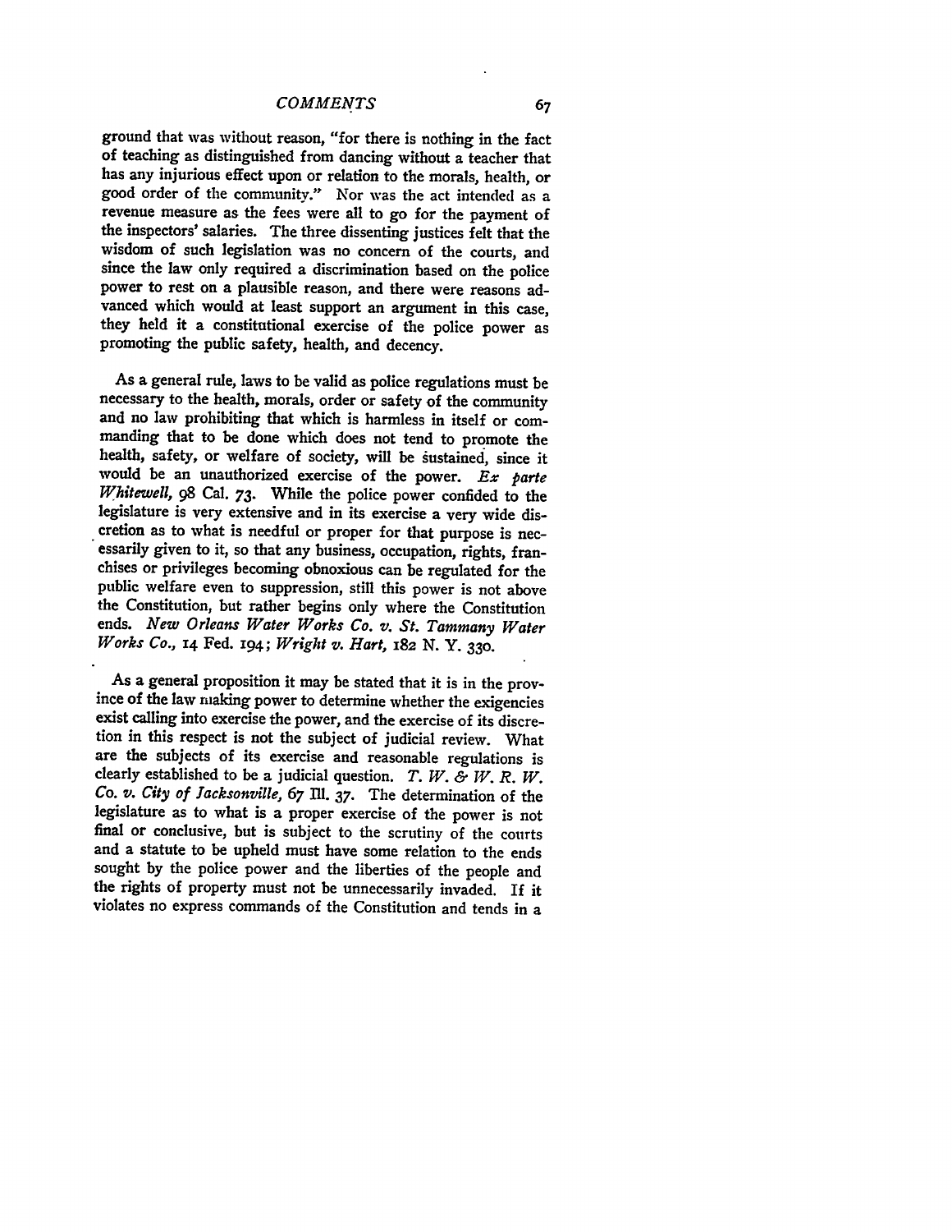ground that was without reason, "for there is nothing in the fact of teaching as distinguished from dancing without a teacher that has any injurious effect upon or relation to the morals, health, or good order of the community." Nor was the act intended as a revenue measure as the fees were all to go for the payment of the inspectors' salaries. The three dissenting justices felt that the wisdom of such legislation was no concern of the courts, and since the law only required a discrimination based on the police power to rest on a plausible reason, and there were reasons advanced which would at least support an argument in this case, they held it a constitutional exercise of the police power as promoting the public safety, health, and decency.

As a general rule, laws to be valid as police regulations must be necessary to the health, morals, order or safety of the community and no law prohibiting that which is harmless in itself or commanding that to be done which does not tend to promote the health, safety, or welfare of society, will be sustained, since it would be an unauthorized exercise of the power. *Ex parte Whitewell*, 98 Cal. 73. While the police power confided to the legislature is very extensive and in its exercise a very wide discretion as to what is needful or proper for that purpose is necessarily given to it, so that any business, occupation, rights, franchises or privileges becoming obnoxious can be regulated for the public welfare even to suppression, still this power is not above the Constitution, but rather begins only where the Constitution ends. *New Orleans Water Works Co. v. St. Tammany Water Works Co.*, 14 Fed. 194; *Wright v. Hart*, 182 N. Y. 330.

As a general proposition it may be stated that it is in the province of the law making power to determine whether the exigencies exist calling into exercise the power, and the exercise of its discretion in this respect is not the subject of judicial review. What are the subjects of its exercise and reasonable regulations is clearly established to be a judicial question. *T. W. & W. R. W. Co. v. City of Jacksonville*, 67 Ill. 37. The determination of the legislature as to what is a proper exercise of the power is not final or conclusive, but is subject to the scrutiny of the courts and a statute to be upheld must have some relation to the ends sought by the police power and the liberties of the people and the rights of property must not be unnecessarily invaded. If it violates no express commands of the Constitution and tends in a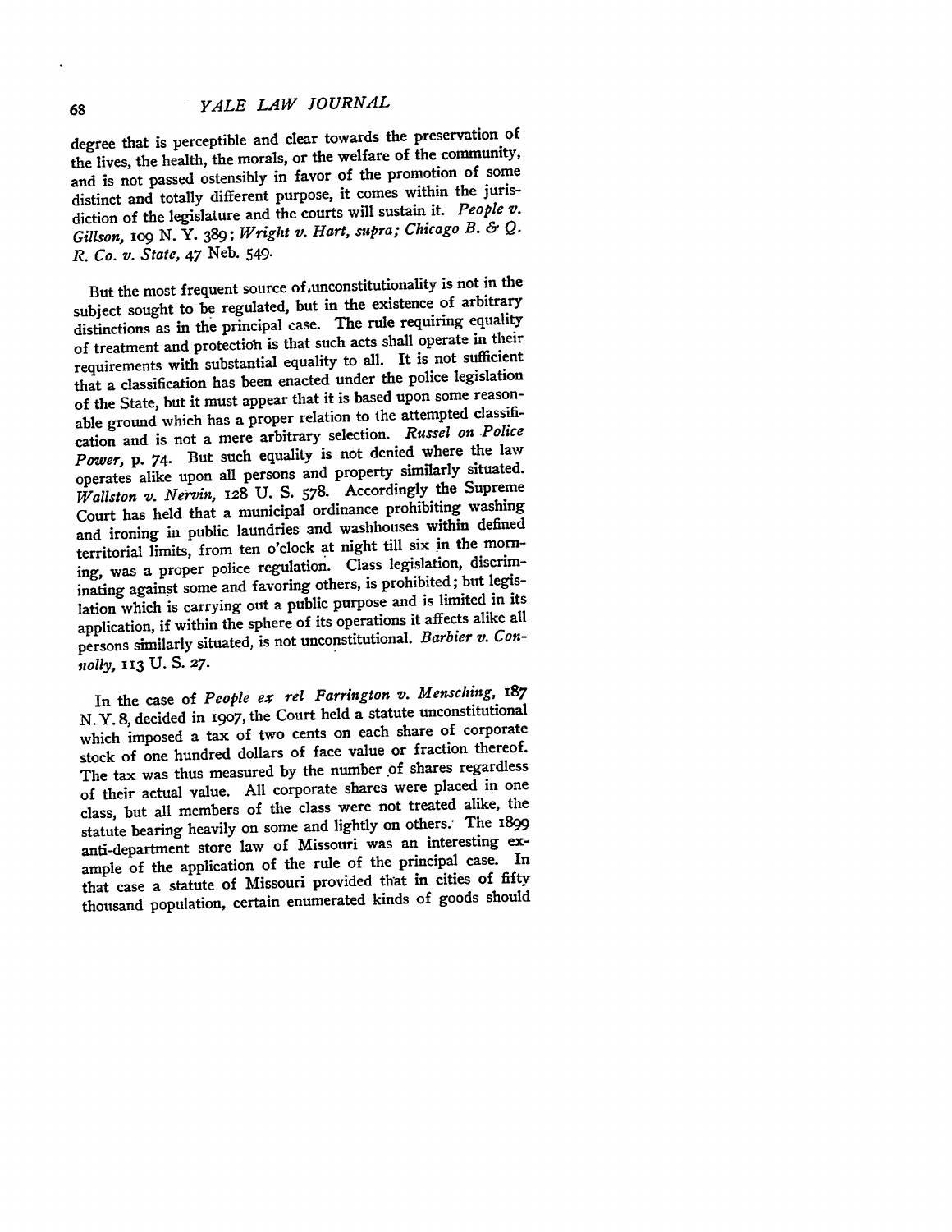degree that is perceptible and clear towards the preservation of the lives, the health, the morals, or the welfare of the community, and is not passed ostensibly in favor of the promotion of some distinct and totally different purpose, it comes within the jurisdiction of the legislature and the courts will sustain it. *People v. Gillson,* 109 N. Y. 389; *Wright v. Hart, supra; Chicago B. & Q. R. Co. v. State,* 47 Neb. 549.

But the most frequent source of unconstitutionality is not in the subject sought to be regulated, but in the existence of arbitrary distinctions as in the principal case. The rule requiring equality of treatment and protection is that such acts shall operate in their requirements with substantial equality to all. It is not sufficient that a classification has been enacted under the police legislation of the State, but it must appear that it is based upon some reasonable ground which has a proper relation to the attempted classification and is not a mere arbitrary selection. *Russel on Police Power,* p. 74. But such equality is not denied where the law operates alike upon all persons and property similarly situated. *Wallston v. Nervin,* 128 U. S. 578. Accordingly the Supreme Court has held that a municipal ordinance prohibiting washing and ironing in public laundries and washhouses within defined territorial limits, from ten o'clock at night till six in the morning, was a proper police regulation. Class legislation, discriminating against some and favoring others, is prohibited; but legislation which is carrying out a public purpose and is limited in its application, if within the sphere of its operations it affects alike all persons similarly situated, is not unconstitutional. *Barbier v. Connolly,* 113 U. S. 27.

In the case of *People ex rel Farrington v. Mensching,* 187 N. Y. 8, decided in 1907, the Court held a statute unconstitutional which imposed a tax of two cents on each share of corporate stock of one hundred dollars of face value or fraction thereof. The tax was thus measured by the number of shares regardless of their actual value. All corporate shares were placed in one class, but all members of the class were not treated alike, the statute bearing heavily on some and lightly on others. The 1899 anti-department store law of Missouri was an interesting example of the application of the rule of the principal case. In that case a statute of Missouri provided that in cities of fifty thousand population, certain enumerated kinds of goods should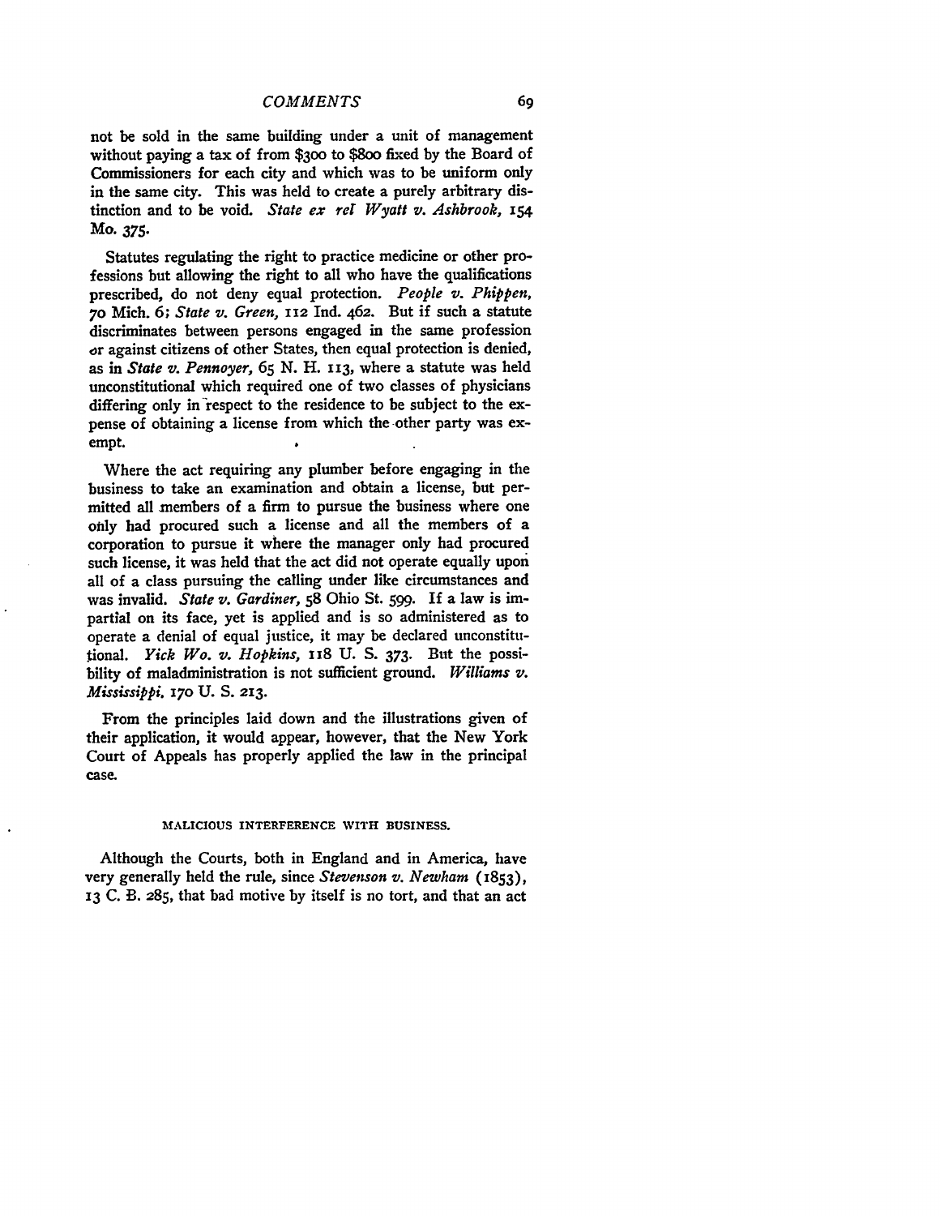not be sold in the same building under a unit of management without paying a tax of from $300 to $800 fixed by the Board of Commissioners for each city and which was to be uniform only in the same city. This was held to create a purely arbitrary distinction and to be void. *State ex rel Wyatt v. Ashbrook,* 154 Mo. 375.

Statutes regulating the right to practice medicine or other professions but allowing the right to all who have the qualifications prescribed, do not deny equal protection. *People v. Phippen,* 70 Mich. 6; *State v. Green,* 112 Ind. 462. But if such a statute discriminates between persons engaged in the same profession or against citizens of other States, then equal protection is denied, as in *State v. Pennoyer,* 65 N. H. 113, where a statute was held unconstitutional which required one of two classes of physicians differing only in respect to the residence to be subject to the expense of obtaining a license from which the other party was exempt.

Where the act requiring any plumber before engaging in the business to take an examination and obtain a license, but permitted all members of a firm to pursue the business where one only had procured such a license and all the members of a corporation to pursue it where the manager only had procured such license, it was held that the act did not operate equally upon all of a class pursuing the calling under like circumstances and was invalid. *State v. Gardiner,* 58 Ohio St. 599. If a law is impartial on its face, yet is applied and is so administered as to operate a denial of equal justice, it may be declared unconstitutional. *Yick Wo. v. Hopkins,* 118 U. S. 373. But the possibility of maladministration is not sufficient ground. *Williams v. Mississippi,* 170 U. S. 213.

From the principles laid down and the illustrations given of their application, it would appear, however, that the New York Court of Appeals has properly applied the law in the principal case.

## MALICIOUS INTERFERENCE WITH BUSINESS.

Although the Courts, both in England and in America, have very generally held the rule, since *Stevenson v. Newham* (1853), 13 C. B. 285, that bad motive by itself is no tort, and that an act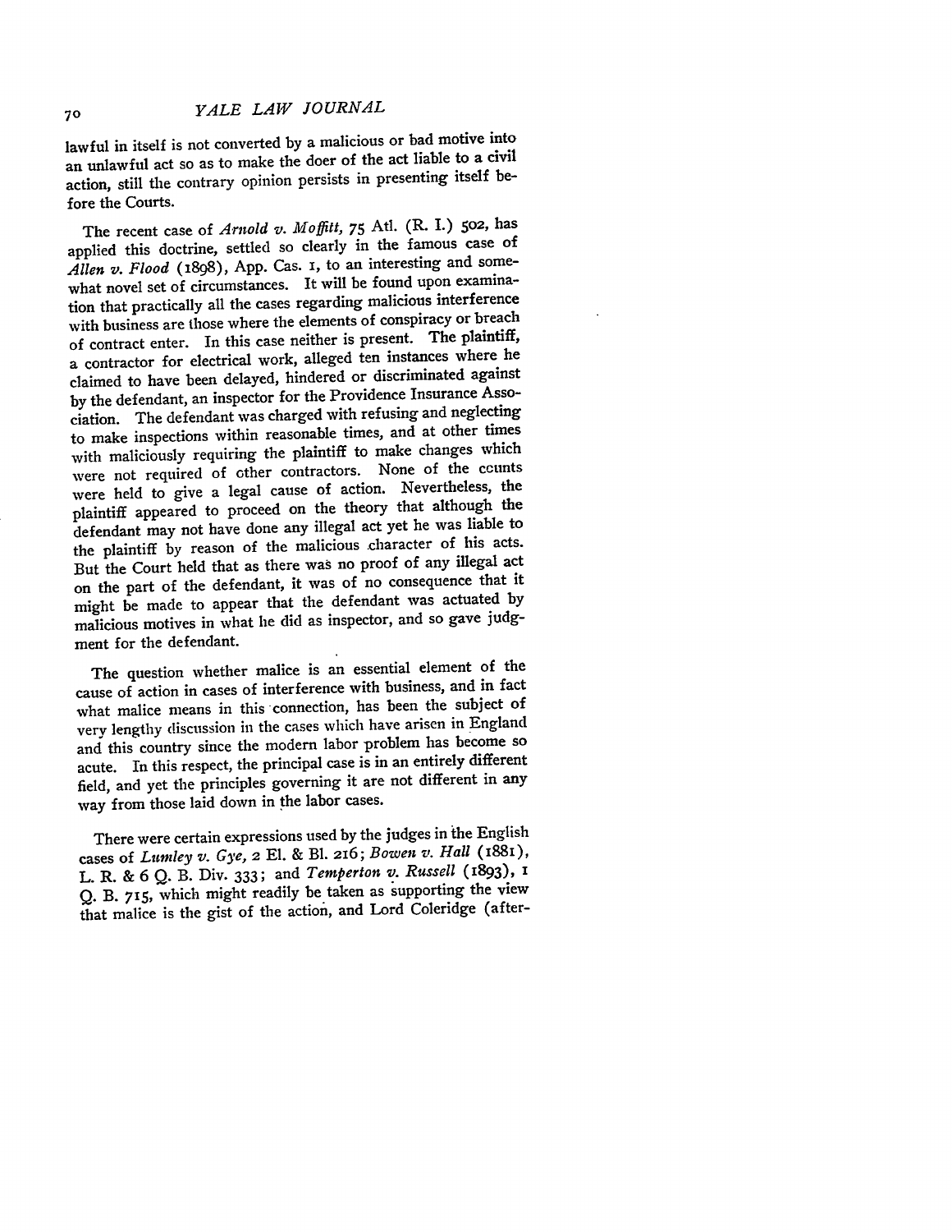lawful in itself is not converted by a malicious or bad motive into an unlawful act so as to make the doer of the act liable to a civil action, still the contrary opinion persists in presenting itself before the Courts.

The recent case of *Arnold v. Moffitt*, 75 Atl. (R. I.) 502, has applied this doctrine, settled so clearly in the famous case of *Allen v. Flood* (1898), App. Cas. 1, to an interesting and somewhat novel set of circumstances. It will be found upon examination that practically all the cases regarding malicious interference with business are those where the elements of conspiracy or breach of contract enter. In this case neither is present. The plaintiff, a contractor for electrical work, alleged ten instances where he claimed to have been delayed, hindered or discriminated against by the defendant, an inspector for the Providence Insurance Association. The defendant was charged with refusing and neglecting to make inspections within reasonable times, and at other times with maliciously requiring the plaintiff to make changes which were not required of other contractors. None of the counts were held to give a legal cause of action. Nevertheless, the plaintiff appeared to proceed on the theory that although the defendant may not have done any illegal act yet he was liable to the plaintiff by reason of the malicious character of his acts. But the Court held that as there was no proof of any illegal act on the part of the defendant, it was of no consequence that it might be made to appear that the defendant was actuated by malicious motives in what he did as inspector, and so gave judgment for the defendant.

The question whether malice is an essential element of the cause of action in cases of interference with business, and in fact what malice means in this connection, has been the subject of very lengthy discussion in the cases which have arisen in England and this country since the modern labor problem has become so acute. In this respect, the principal case is in an entirely different field, and yet the principles governing it are not different in any way from those laid down in the labor cases.

There were certain expressions used by the judges in the English cases of *Lumley v. Gye*, 2 El. & Bl. 216; *Bowen v. Hall* (1881), L. R. & 6 Q. B. Div. 333; and *Temperton v. Russell* (1893), 1 Q. B. 715, which might readily be taken as supporting the view that malice is the gist of the action, and Lord Coleridge (after-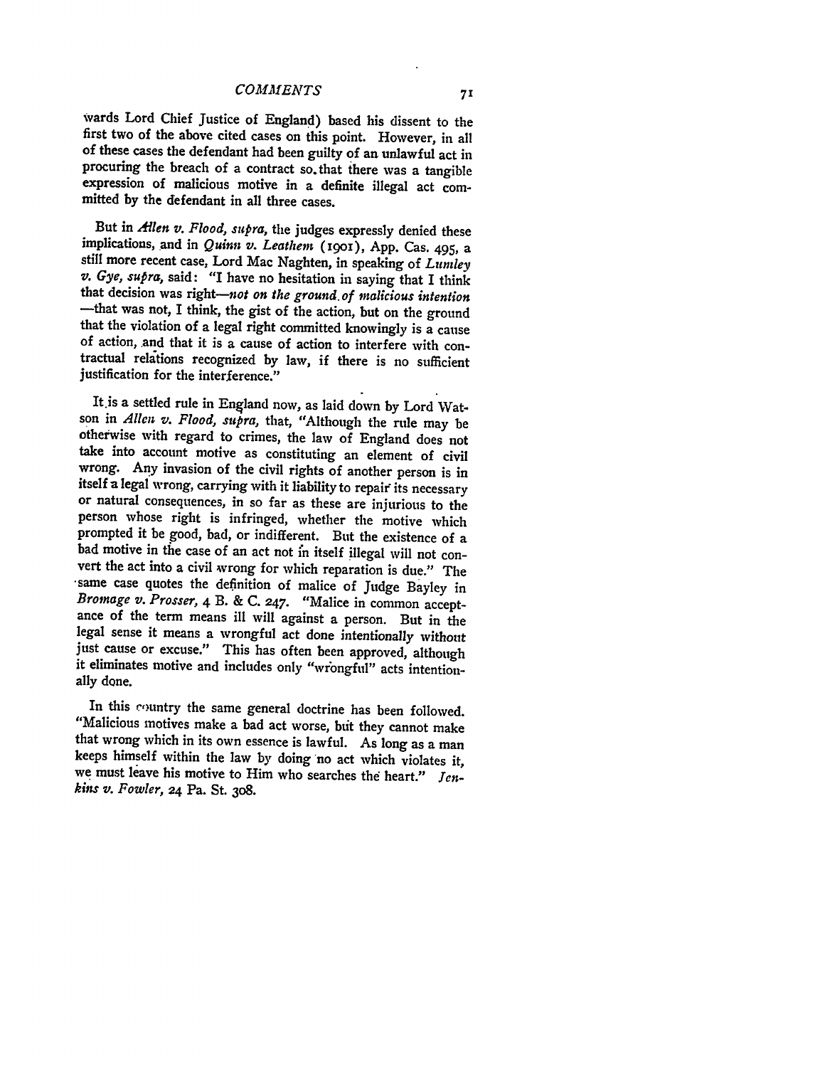wards Lord Chief Justice of England) based his dissent to the first two of the above cited cases on this point. However, in all of these cases the defendant had been guilty of an unlawful act in procuring the breach of a contract so that there was a tangible expression of malicious motive in a definite illegal act committed by the defendant in all three cases.

But in *Allen v. Flood, supra*, the judges expressly denied these implications, and in *Quinn v. Leathem* (1901), App. Cas. 495, a still more recent case, Lord Mac Naghten, in speaking of *Lumley v. Gye, supra*, said: "I have no hesitation in saying that I think that decision was right—*not on the ground of malicious intention*—that was not, I think, the gist of the action, but on the ground that the violation of a legal right committed knowingly is a cause of action, and that it is a cause of action to interfere with contractual relations recognized by law, if there is no sufficient justification for the interference."

It is a settled rule in England now, as laid down by Lord Watson in *Allen v. Flood, supra*, that, "Although the rule may be otherwise with regard to crimes, the law of England does not take into account motive as constituting an element of civil wrong. Any invasion of the civil rights of another person is in itself a legal wrong, carrying with it liability to repair its necessary or natural consequences, in so far as these are injurious to the person whose right is infringed, whether the motive which prompted it be good, bad, or indifferent. But the existence of a bad motive in the case of an act not in itself illegal will not convert the act into a civil wrong for which reparation is due." The same case quotes the definition of malice of Judge Bayley in *Bromage v. Prosser*, 4 B. & C. 247. "Malice in common acceptance of the term means ill will against a person. But in the legal sense it means a wrongful act done intentionally without just cause or excuse." This has often been approved, although it eliminates motive and includes only "wrongful" acts intentionally done.

In this country the same general doctrine has been followed. "Malicious motives make a bad act worse, but they cannot make that wrong which in its own essence is lawful. As long as a man keeps himself within the law by doing no act which violates it, we must leave his motive to Him who searches the heart." *Jenkins v. Fowler*, 24 Pa. St. 308.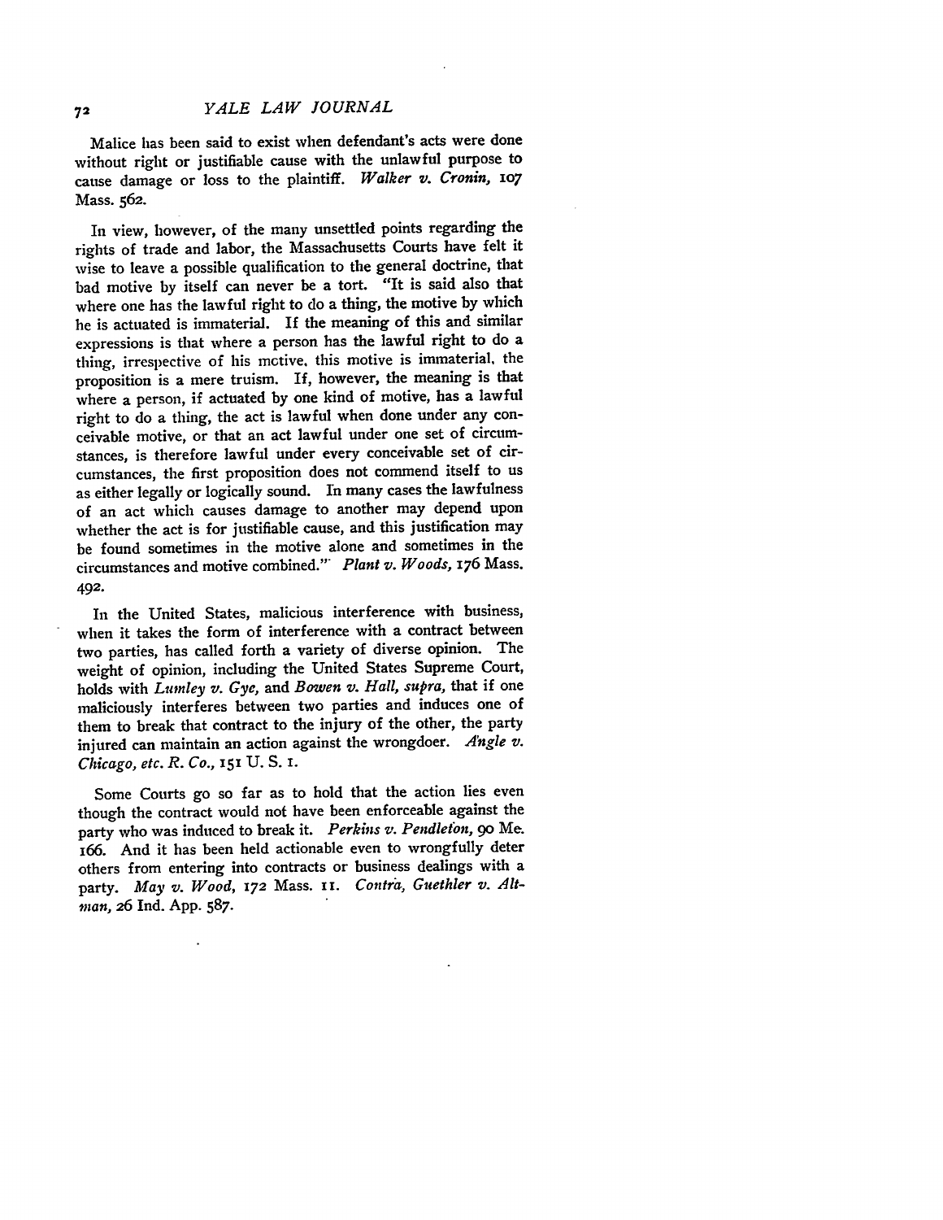Malice has been said to exist when defendant's acts were done without right or justifiable cause with the unlawful purpose to cause damage or loss to the plaintiff. *Walker v. Cronin,* 107 Mass. 562.

In view, however, of the many unsettled points regarding the rights of trade and labor, the Massachusetts Courts have felt it wise to leave a possible qualification to the general doctrine, that bad motive by itself can never be a tort. "It is said also that where one has the lawful right to do a thing, the motive by which he is actuated is immaterial. If the meaning of this and similar expressions is that where a person has the lawful right to do a thing, irrespective of his motive, this motive is immaterial, the proposition is a mere truism. If, however, the meaning is that where a person, if actuated by one kind of motive, has a lawful right to do a thing, the act is lawful when done under any conceivable motive, or that an act lawful under one set of circumstances, is therefore lawful under every conceivable set of circumstances, the first proposition does not commend itself to us as either legally or logically sound. In many cases the lawfulness of an act which causes damage to another may depend upon whether the act is for justifiable cause, and this justification may be found sometimes in the motive alone and sometimes in the circumstances and motive combined." *Plant v. Woods,* 176 Mass. 492.

In the United States, malicious interference with business, when it takes the form of interference with a contract between two parties, has called forth a variety of diverse opinion. The weight of opinion, including the United States Supreme Court, holds with *Lumley v. Gye,* and *Bowen v. Hall, supra,* that if one maliciously interferes between two parties and induces one of them to break that contract to the injury of the other, the party injured can maintain an action against the wrongdoer. *Angle v. Chicago, etc. R. Co.,* 151 U. S. 1.

Some Courts go so far as to hold that the action lies even though the contract would not have been enforceable against the party who was induced to break it. *Perkins v. Pendleton,* 90 Me. 166. And it has been held actionable even to wrongfully deter others from entering into contracts or business dealings with a party. *May v. Wood,* 172 Mass. 11. *Contra, Guethler v. Altman,* 26 Ind. App. 587.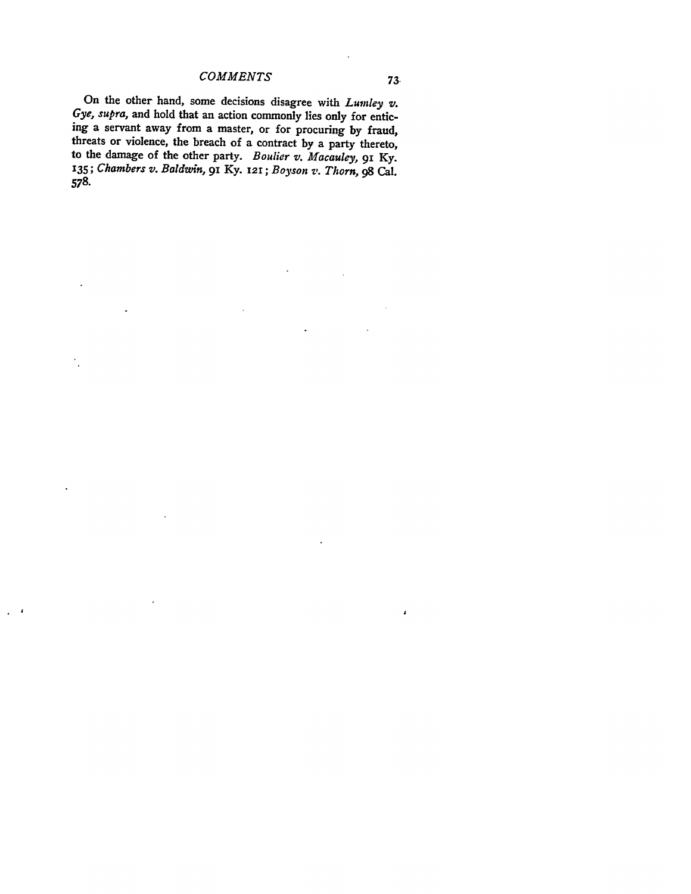On the other hand, some decisions disagree with *Lumley v. Gye, supra,* and hold that an action commonly lies only for enticing a servant away from a master, or for procuring by fraud, threats or violence, the breach of a contract by a party thereto, to the damage of the other party. *Boulier v. Macauley,* 91 Ky. 135; *Chambers v. Baldwin,* 91 Ky. 121; *Boyson v. Thorn,* 98 Cal. 578.